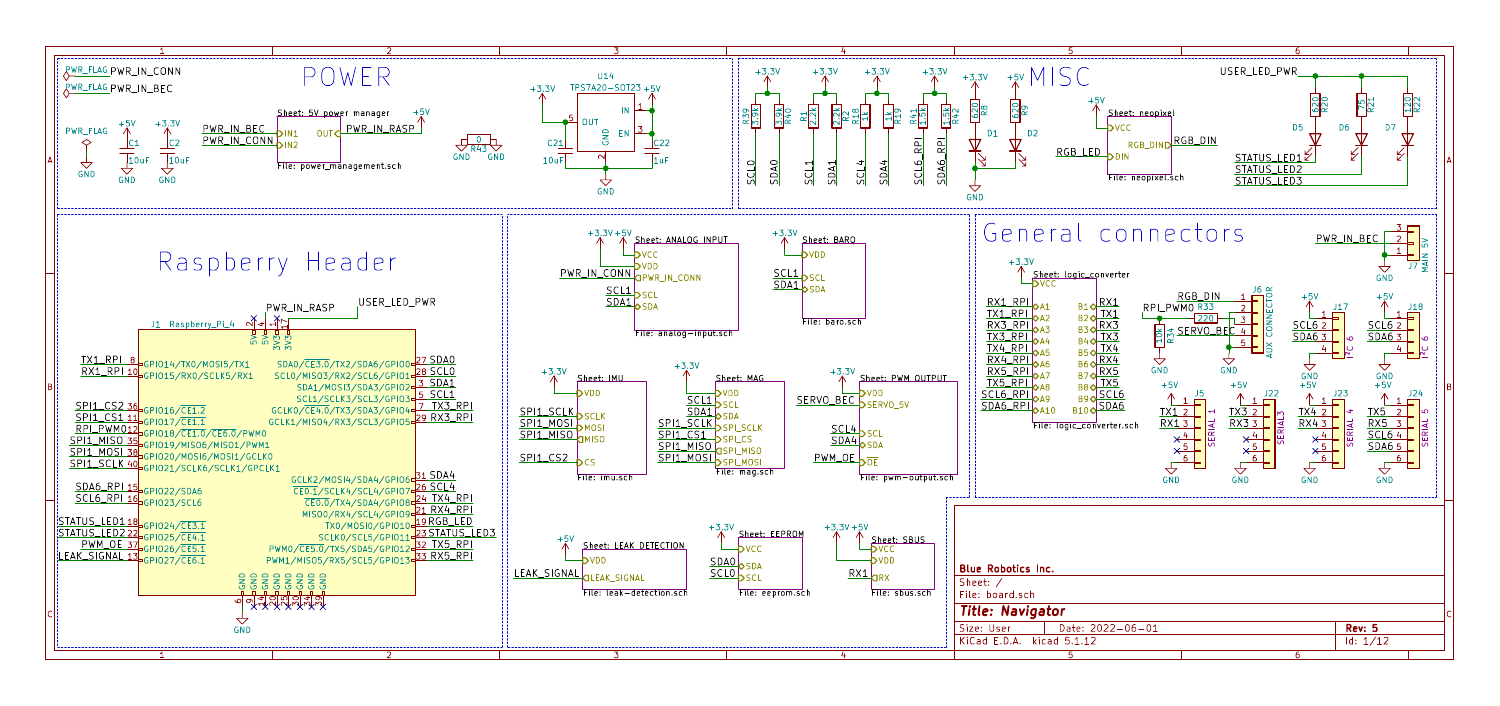# POWER

PWR_FLAG PWR_IN_CONN
PWR_FLAG PWR_IN_BEC

Sheet: 5V power manager
- PWR_IN_BEC → IN1
- PWR_IN_CONN → IN2
- OUT → PWR_IN_RASP (+5V)

File: power_management.sch

U14 TPS7A20-SOT23

C21 10uF, C22 1uF, C1 10uF, C2 10uF, R43 0

# MISC

R39 3.9k, R40 3.9k (SCL0, SDA0)
R1 2.2k, R2 2.2k (SCL1, SDA1)
R18 1k, R19 1k (SCL4, SDA4)
R41 1.5k, R42 1.5k (SCL6_RPI, SDA6_RPI)
R8 620, R9 620, D1, D2

Sheet: neopixel
- VCC
- RGB_LED → DIN
- DOUT → RGB_DIN

File: neopixel.sch

USER_LED_PWR
R20 620, R21 75, R22 120, D5, D6, D7
STATUS_LED1, STATUS_LED2, STATUS_LED3

# Raspberry Header

J1 Raspberry_Pi_4

PWR_IN_RASP, USER_LED_PWR

| Signal | Pin | Function | Pin | Signal |
|---|---|---|---|---|
| TX1_RPI | 8 | GPIO14/TXD/MOSI5/TX1 — SDA0/CE3.0/TX2/SDA6/GPIO0 | 27 | SDA0 |
| RX1_RPI | 10 | GPIO15/RX0/SCLK5/RX1 — SCL0/MISO3/RX2/SCL6/GPIO1 | 28 | SCL0 |
| | | SDA1/MOSI3/SDA3/GPIO2 | 3 | SDA1 |
| | | SCL1/SCLK3/SCL3/GPIO3 | 5 | SCL1 |
| SPI1_CS2 | 36 | GPIO16/CE1.2 — GCLK0/CE4.0/TX3/SDA3/GPIO4 | 7 | TX3_RPI |
| SPI1_CS1 | 11 | GPIO17/CE1.1 — GCLK1/MISO4/RX3/SCL3/GPIO5 | 29 | RX3_RPI |
| RPI_PWM0 | 12 | GPIO18/CE1.0/CE6.0/PWM0 | | |
| SPI1_MISO | 35 | GPIO19/MISO6/MISO1/PWM1 | | |
| SPI1_MOSI | 38 | GPIO20/MOSI6/MOSI1/GCLK0 | | |
| SPI1_SCLK | 40 | GPIO21/SCLK6/SCLK1/GPCLK1 | | |
| | | GCLK2/MOSI4/SDA4/GPIO6 | 31 | SDA4 |
| | | CE0.1/SCLK4/SCL4/GPIO7 | 26 | SCL4 |
| SDA6_RPI | 15 | GPIO22/SDA6 — CE0.0/TX4/SDA4/GPIO8 | 24 | TX4_RPI |
| SCL6_RPI | 16 | GPIO23/SCL6 — MISO0/RX4/SCL4/GPIO9 | 21 | RX4_RPI |
| | | TX0/MOSI0/GPIO10 | 19 | RGB_LED |
| STATUS_LED1 | 18 | GPIO24/CE3.1 — SCLK0/RX0/SCL5/GPIO11 | 23 | STATUS_LED3 |
| STATUS_LED2 | 22 | GPIO25/CE4.1 — PWM0/CE5.0/TX5/SDA5/GPIO12 | 32 | TX5_RPI |
| PWM_OE | 37 | GPIO26/CE5.1 — PWM1/MISO5/RX5/SCL5/GPIO13 | 33 | RX5_RPI |
| LEAK_SIGNAL | 13 | GPIO27/CE6.1 | | |

Sheet: ANALOG INPUT — VCC (+3.3V), VDD (+5V), PWR_IN_CONN, SCL1 → SCL, SDA1 → SDA. File: analog-input.sch

Sheet: BARO — VDD (+3.3V), SCL1 → SCL, SDA1 → SDA. File: baro.sch

Sheet: IMU — VDD (+3.3V), SPI1_SCLK → SCLK, SPI1_MOSI → MOSI, SPI1_MISO → MISO, SPI1_CS2 → CS. File: imu.sch

Sheet: MAG — VDD (+3.3V), SCL1 → SCL, SDA1 → SDA, SPI1_SCLK → SPI_SCLK, SPI1_CS1 → SPI_CS, SPI1_MISO → SPI_MISO, SPI1_MOSI → SPI_MOSI. File: mag.sch

Sheet: PWM OUTPUT — VDD (+3.3V), SERVO_BEC → SERVO_5V, SCL4 → SCL, SDA4 → SDA, PWM_OE → OE. File: pwm-output.sch

Sheet: LEAK DETECTION — VDD (+5V), LEAK_SIGNAL. File: leak-detection.sch

Sheet: EEPROM — VCC (+3.3V), SDA0 → SDA, SCL0 → SCL. File: eeprom.sch

Sheet: SBUS — VCC (+3.3V), VDD (+5V), RX1 → RX. File: sbus.sch

# General connectors

Sheet: logic_converter (VCC +3.3V)

| A side | | B side |
|---|---|---|
| RX1_RPI | A1 / B1 | RX1 |
| TX1_RPI | A2 / B2 | TX1 |
| RX3_RPI | A3 / B3 | RX3 |
| TX3_RPI | A4 / B4 | TX3 |
| TX4_RPI | A5 / B5 | TX4 |
| RX4_RPI | A6 / B6 | RX4 |
| RX5_RPI | A7 / B7 | RX5 |
| TX5_RPI | A8 / B8 | TX5 |
| SCL6_RPI | A9 / B9 | SCL6 |
| SDA6_RPI | A10 / B10 | SDA6 |

File: logic_converter.sch

J7 MAIN 5V — PWR_IN_BEC

J6 AUX CONNECTOR — RGB_DIN, RPI_PWM0 (R33 220, R34 10k), SERVO_BEC

J17 I2C 6 — +5V, SCL6, SDA6
J18 I2C 6 — +5V, SCL6, SDA6
J5 SERIAL 1 — +5V, TX1, RX1
J22 SERIAL 3 — +5V, TX3, RX3
J23 SERIAL 4 — +5V, TX4, RX4
J24 SERIAL 5 — +5V, TX5, RX5, SCL6, SDA6

---

**Blue Robotics Inc.**

Sheet: /
File: board.sch

**Title: Navigator**

Size: User | Date: 2022-06-01 | Rev: 5
KiCad E.D.A. kicad 5.1.12 | Id: 1/12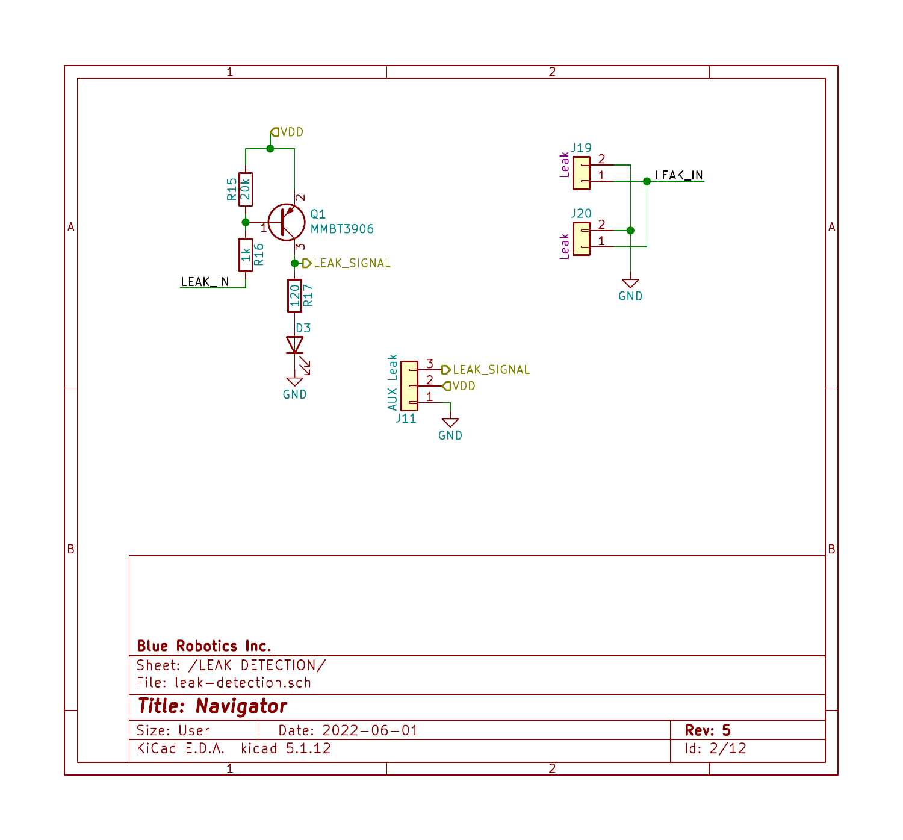VDD

R15 20k

Q1 MMBT3906

R16 1k

LEAK_IN

LEAK_SIGNAL

R17 120

D3

GND

J19 Leak

LEAK_IN

J20 Leak

GND

AUX Leak J11

3 LEAK_SIGNAL

2 VDD

1 GND

**Blue Robotics Inc.**

Sheet: /LEAK DETECTION/

File: leak-detection.sch

***Title: Navigator***

| Size: User | Date: 2022-06-01 | **Rev: 5** |
|---|---|---|
| KiCad E.D.A. kicad 5.1.12 | | Id: 2/12 |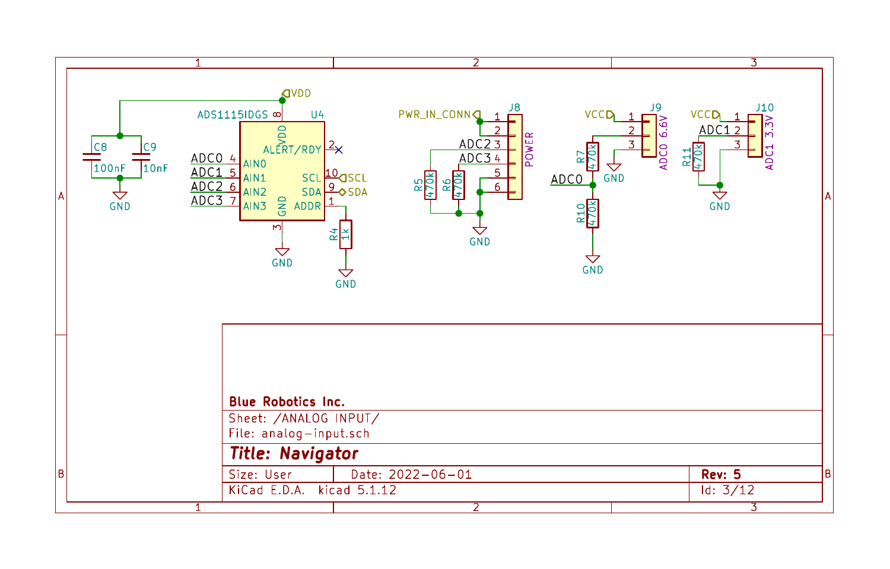ADS1115IDGS U4

VDD, ALERT/RDY, AIN0, AIN1, AIN2, AIN3, GND, SCL, SDA, ADDR

ADC0, ADC1, ADC2, ADC3, VDD, SCL, SDA, GND

C8 100nF, C9 10nF, R4 1k

J8 POWER: PWR_IN_CONN, ADC2, ADC3, R5 470k, R6 470k, GND

J9 ADC0 6.6V: VCC, R7 470k, R10 470k, ADC0, GND

J10 ADC1 3.3V: VCC, ADC1, R11 470k, GND

**Blue Robotics Inc.**

Sheet: /ANALOG INPUT/

File: analog-input.sch

***Title: Navigator***

| Size: User | Date: 2022-06-01 | **Rev: 5** |
|---|---|---|
| KiCad E.D.A. kicad 5.1.12 | | Id: 3/12 |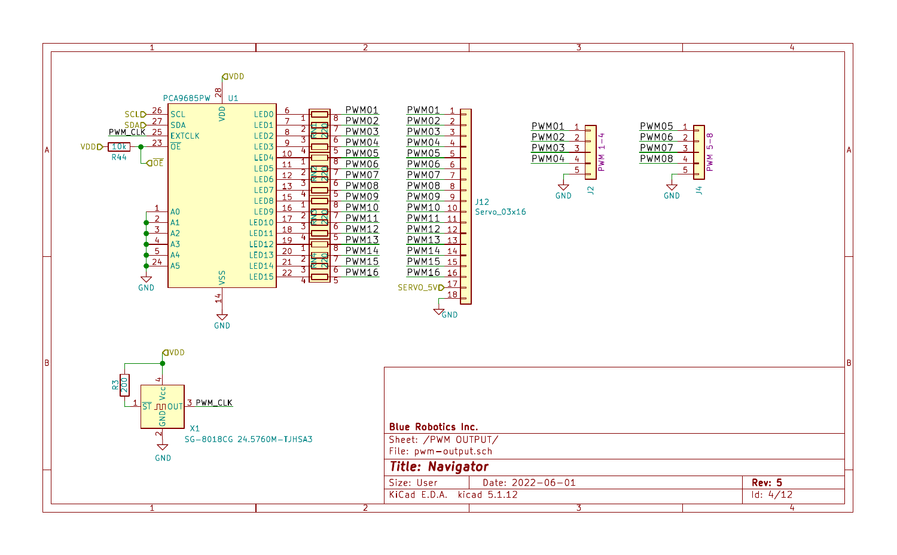**PCA9685PW U1**

| Pin | Name | | Pin | Name | Net |
|---|---|---|---|---|---|
| 26 | SCL | | 6 | LED0 | PWM01 |
| 27 | SDA | | 7 | LED1 | PWM02 |
| 25 | EXTCLK (PWM_CLK) | | 8 | LED2 | PWM03 |
| 23 | OE | | 9 | LED3 | PWM04 |
| 1 | A0 | | 10 | LED4 | PWM05 |
| 2 | A1 | | 11 | LED5 | PWM06 |
| 3 | A2 | | 12 | LED6 | PWM07 |
| 4 | A3 | | 13 | LED7 | PWM08 |
| 5 | A4 | | 15 | LED8 | PWM09 |
| 24 | A5 | | 16 | LED9 | PWM10 |
| 28 | VDD | | 17 | LED10 | PWM11 |
| 14 | VSS | | 18 | LED11 | PWM12 |
| | | | 19 | LED12 | PWM13 |
| | | | 20 | LED13 | PWM14 |
| | | | 21 | LED14 | PWM15 |
| | | | 22 | LED15 | PWM16 |

Resistor networks RN1–RN4: 220

R44: 10k (VDD to OE)

A0–A5: GND

**J12 Servo_03x16**

| Pin | Net |
|---|---|
| 1 | PWM01 |
| 2 | PWM02 |
| 3 | PWM03 |
| 4 | PWM04 |
| 5 | PWM05 |
| 6 | PWM06 |
| 7 | PWM07 |
| 8 | PWM08 |
| 9 | PWM09 |
| 10 | PWM10 |
| 11 | PWM11 |
| 12 | PWM12 |
| 13 | PWM13 |
| 14 | PWM14 |
| 15 | PWM15 |
| 16 | PWM16 |
| 17 | SERVO_5V |
| 18 | GND |

**J2 PWM 1-4**

| Pin | Net |
|---|---|
| 1 | PWM01 |
| 2 | PWM02 |
| 3 | PWM03 |
| 4 | PWM04 |
| 5 | GND |

**J4 PWM 5-8**

| Pin | Net |
|---|---|
| 1 | PWM05 |
| 2 | PWM06 |
| 3 | PWM07 |
| 4 | PWM08 |
| 5 | GND |

**X1 SG-8018CG 24.5760M-TJHSA3**

| Pin | Name | Net |
|---|---|---|
| 1 | ST | via R3 (200) to VDD |
| 2 | GND | GND |
| 3 | OUT | PWM_CLK |
| 4 | Vcc | VDD |

| | |
|---|---|
| **Blue Robotics Inc.** | |
| Sheet: /PWM OUTPUT/ | |
| File: pwm-output.sch | |
| ***Title: Navigator*** | |
| Size: User | Date: 2022-06-01 | **Rev: 5** |
| KiCad E.D.A. kicad 5.1.12 | Id: 4/12 |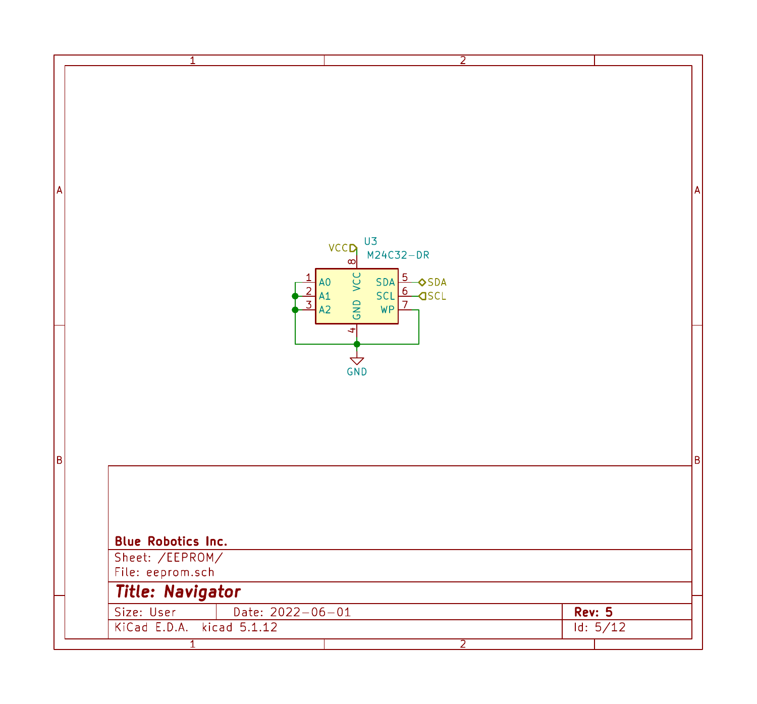U3
M24C32-DR

VCC

| Pin | Name | Net |
|---|---|---|
| 1 | A0 | GND |
| 2 | A1 | GND |
| 3 | A2 | GND |
| 4 | GND | GND |
| 5 | SDA | SDA |
| 6 | SCL | SCL |
| 7 | WP | GND |
| 8 | VCC | VCC |

GND

**Blue Robotics Inc.**

Sheet: /EEPROM/
File: eeprom.sch

***Title: Navigator***

| Size: User | Date: 2022-06-01 | **Rev: 5** |
|---|---|---|
| KiCad E.D.A. kicad 5.1.12 | | Id: 5/12 |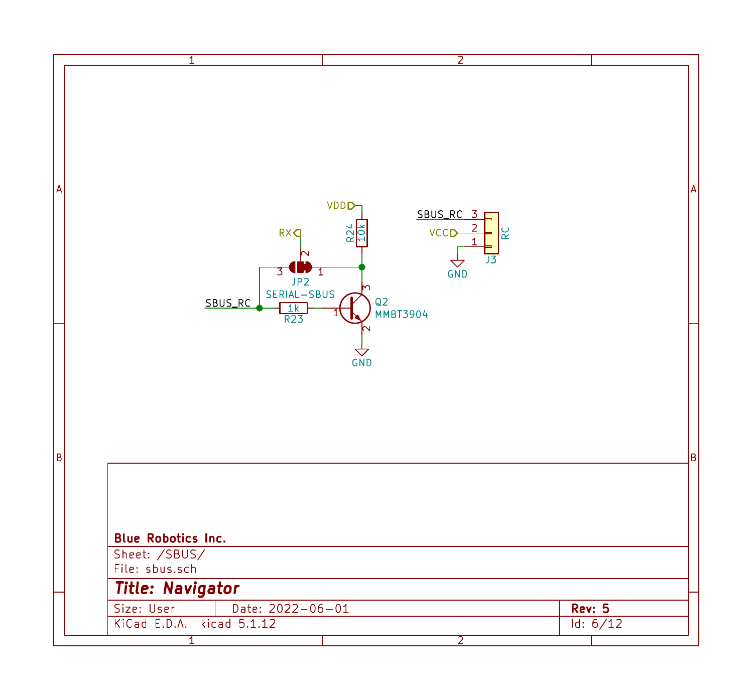VDD

R24
10k

RX

2

3 JP2 1

SERIAL-SBUS

SBUS_RC

1k
R23

1

3

Q2
MMBT3904

2

GND

SBUS_RC 3

VCC 2

1

RC

J3

GND

Blue Robotics Inc.

Sheet: /SBUS/
File: sbus.sch

**Title: Navigator**

| Size: User | Date: 2022-06-01 | Rev: 5 |
| --- | --- | --- |
| KiCad E.D.A. kicad 5.1.12 | | Id: 6/12 |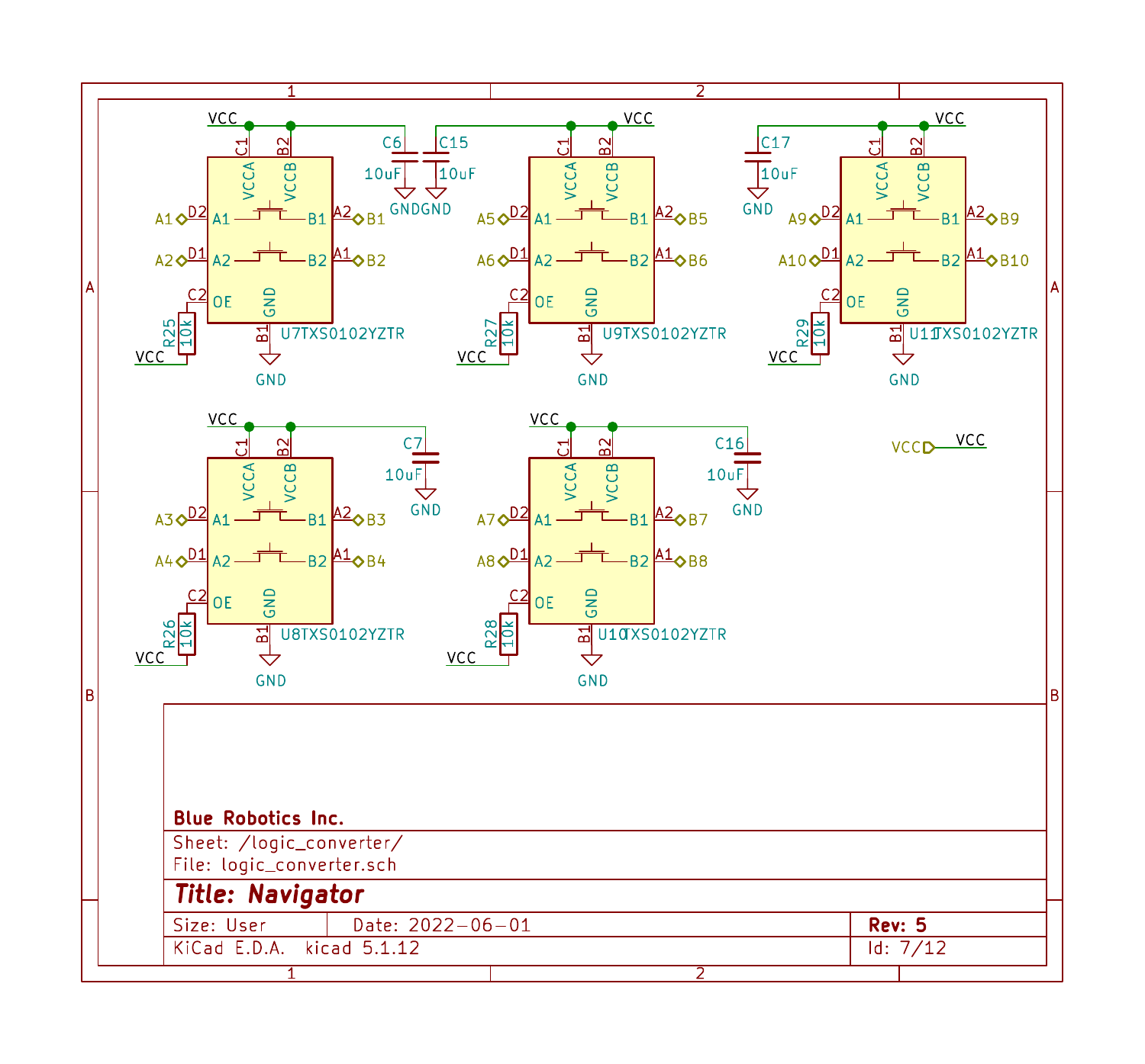| | |
|---|---|
| Blue Robotics Inc. | |
| Sheet: /logic_converter/ | |
| File: logic_converter.sch | |
| **Title: Navigator** | |
| Size: User &nbsp;&nbsp; Date: 2022-06-01 | **Rev: 5** |
| KiCad E.D.A. kicad 5.1.12 | Id: 7/12 |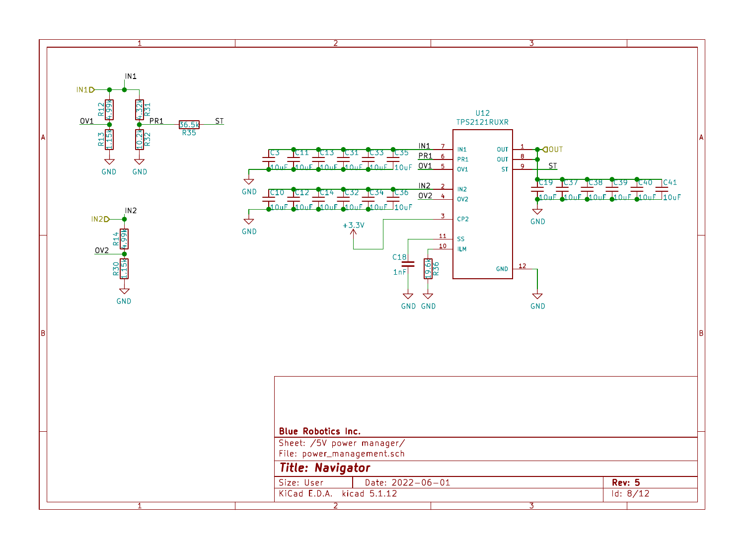**Blue Robotics Inc.**

Sheet: /5V power manager/

File: power_management.sch

***Title: Navigator***

| Size: User | Date: 2022-06-01 | **Rev: 5** |
|---|---|---|
| KiCad E.D.A. kicad 5.1.12 | | Id: 8/12 |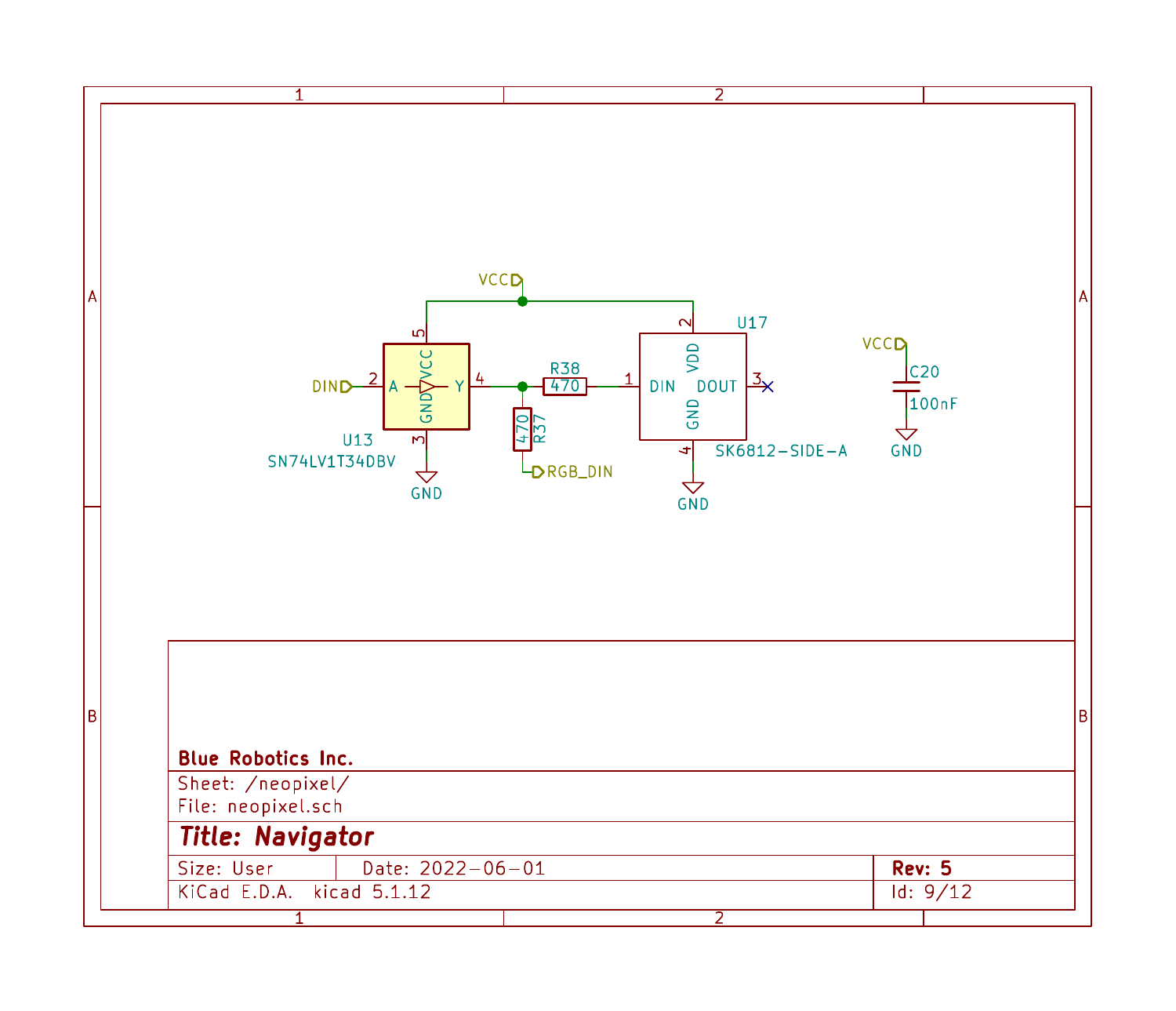VCC

DIN

U13
SN74LV1T34DBV

GND

R38
470

R37
470

RGB_DIN

U17
SK6812-SIDE-A

DIN
DOUT
VDD
GND

GND

VCC
C20
100nF
GND

Blue Robotics Inc.

Sheet: /neopixel/
File: neopixel.sch

***Title: Navigator***

| Size: User | Date: 2022-06-01 | **Rev: 5** |
| --- | --- | --- |
| KiCad E.D.A. kicad 5.1.12 | | Id: 9/12 |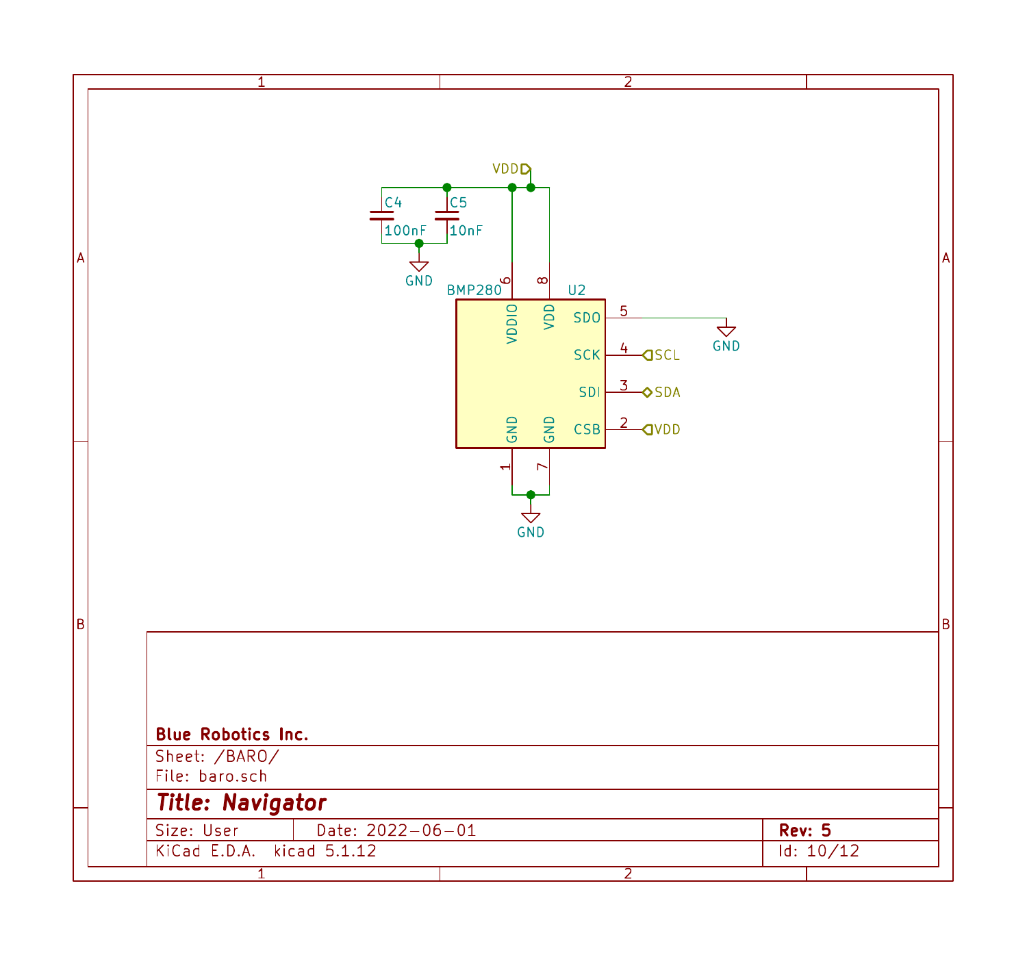VDD

C4
100nF

C5
10nF

GND

BMP280 U2

| Pin | Name | Connection |
|---|---|---|
| 6 | VDDIO | VDD |
| 8 | VDD | VDD |
| 5 | SDO | GND |
| 4 | SCK | SCL |
| 3 | SDI | SDA |
| 2 | CSB | VDD |
| 1 | GND | GND |
| 7 | GND | GND |

**Blue Robotics Inc.**

Sheet: /BARO/

File: baro.sch

***Title: Navigator***

| Size: User | Date: 2022-06-01 | **Rev: 5** |
|---|---|---|
| KiCad E.D.A. kicad 5.1.12 | | Id: 10/12 |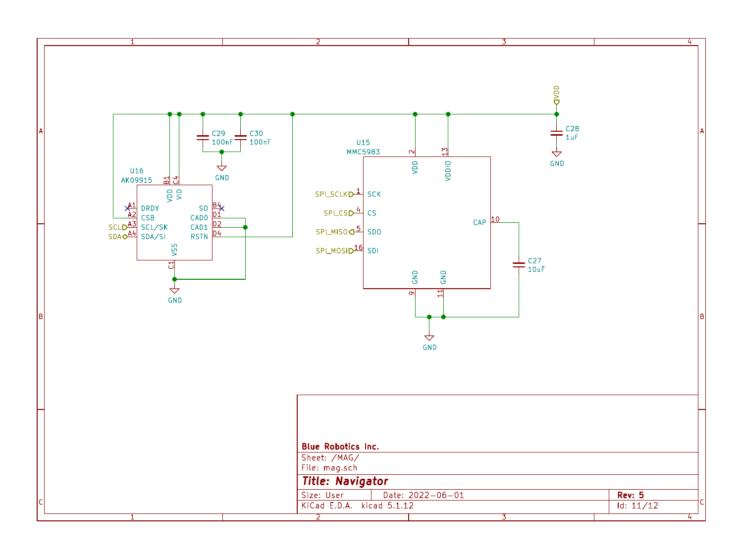U16
AK09915

| Pin | Name |
| --- | --- |
| B1 | VDD |
| C4 | VID |
| A1 | DRDY |
| A2 | CSB |
| A3 | SCL/SK |
| A4 | SDA/SI |
| B4 | SO |
| D1 | CAD0 |
| D2 | CAD1 |
| D4 | RSTN |
| C1 | VSS |

SCL
SDA

C29 100nF
C30 100nF

GND

U15
MMC5983

| Pin | Name |
| --- | --- |
| 2 | VDD |
| 13 | VDDIO |
| 1 | SCK |
| 4 | CS |
| 5 | SDO |
| 16 | SDI |
| 10 | CAP |
| 9 | GND |
| 11 | GND |

SPI_SCLK
SPI_CS
SPI_MISO
SPI_MOSI

C27 10uF

IVDD

C28 1uF

GND

**Blue Robotics Inc.**

Sheet: /MAG/
File: mag.sch

***Title: Navigator***

| Size: User | Date: 2022-06-01 | **Rev: 5** |
| --- | --- | --- |
| KiCad E.D.A. kicad 5.1.12 | | Id: 11/12 |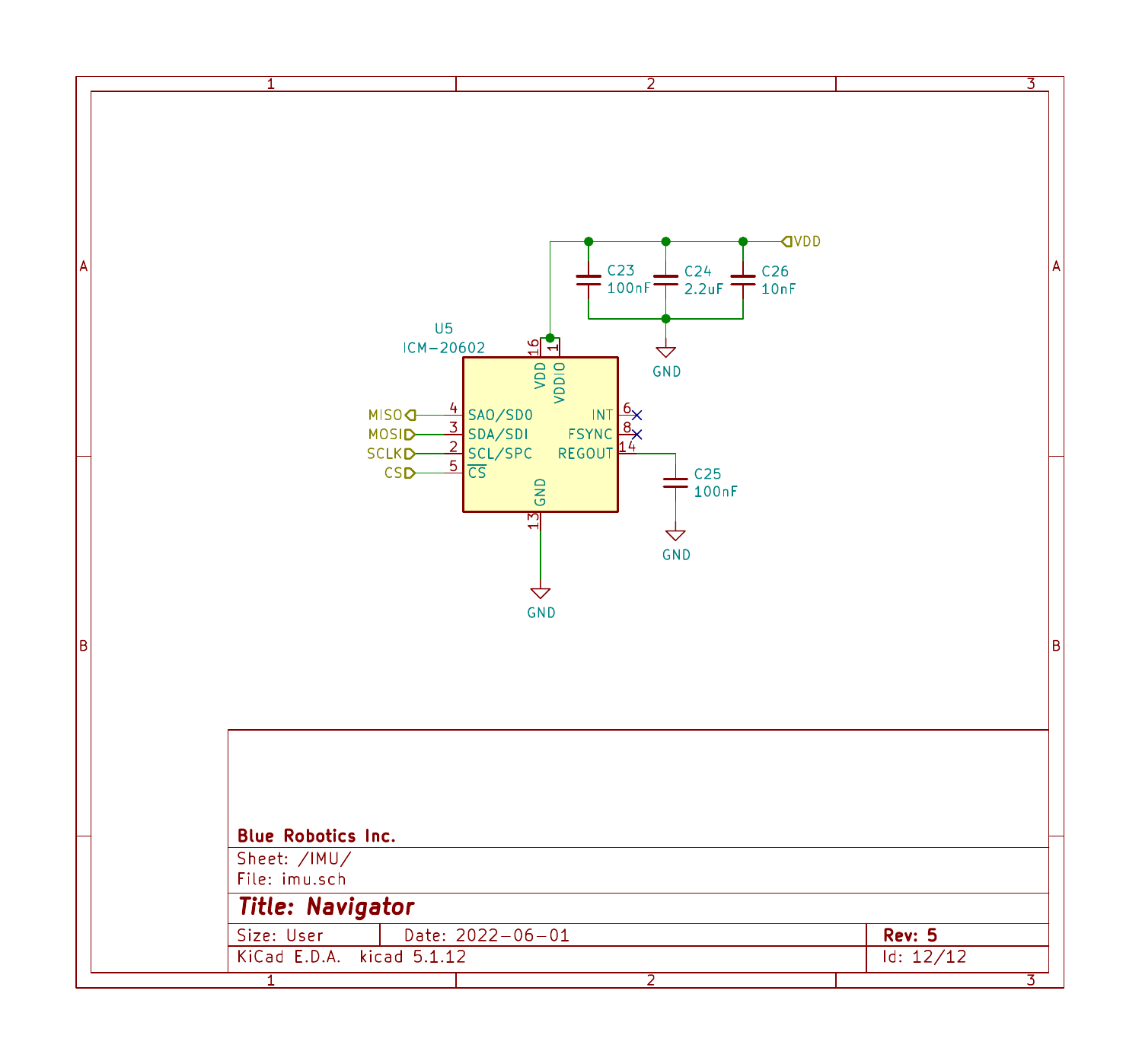U5
ICM-20602

16 VDD
1 VDDIO
4 SAO/SDO
3 SDA/SDI
2 SCL/SPC
5 CS
6 INT
8 FSYNC
14 REGOUT
13 GND

MISO
MOSI
SCLK
CS

VDD

C23
100nF

C24
2.2uF

C26
10nF

C25
100nF

GND

GND

GND

Blue Robotics Inc.

Sheet: /IMU/
File: imu.sch

**Title: Navigator**

Size: User | Date: 2022-06-01 | Rev: 5

KiCad E.D.A. kicad 5.1.12 | Id: 12/12